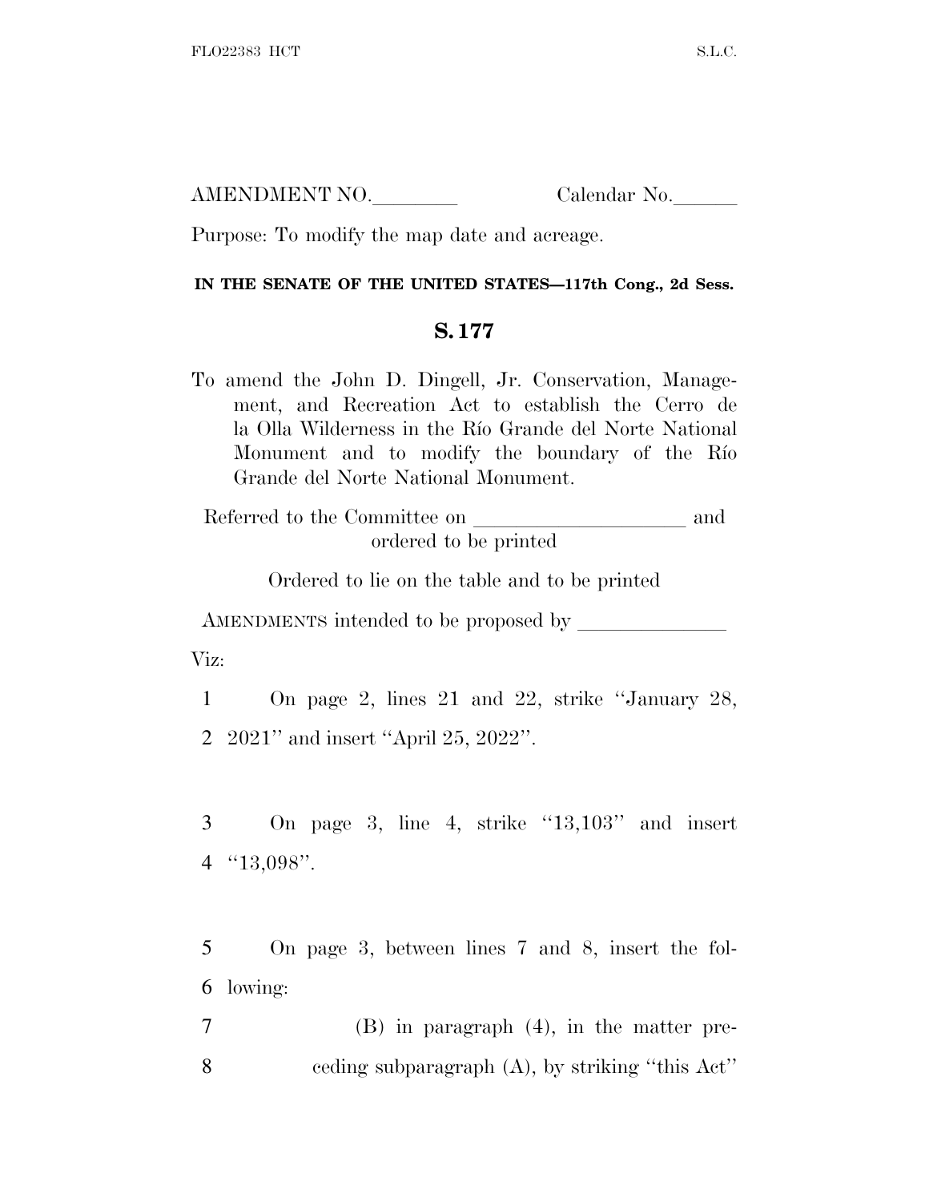AMENDMENT NO.________ Calendar No.______

Purpose: To modify the map date and acreage.

**IN THE SENATE OF THE UNITED STATES—117th Cong., 2d Sess.**

## S. 177

To amend the John D. Dingell, Jr. Conservation, Management, and Recreation Act to establish the Cerro de la Olla Wilderness in the Río Grande del Norte National Monument and to modify the boundary of the Río Grande del Norte National Monument.

Referred to the Committee on ____________________ and ordered to be printed

Ordered to lie on the table and to be printed

AMENDMENTS intended to be proposed by ______________

Viz:

1 On page 2, lines 21 and 22, strike "January 28,
2 2021" and insert "April 25, 2022".

3 On page 3, line 4, strike "13,103" and insert
4 "13,098".

5 On page 3, between lines 7 and 8, insert the fol-
6 lowing:

7 (B) in paragraph (4), in the matter pre-
8 ceding subparagraph (A), by striking "this Act"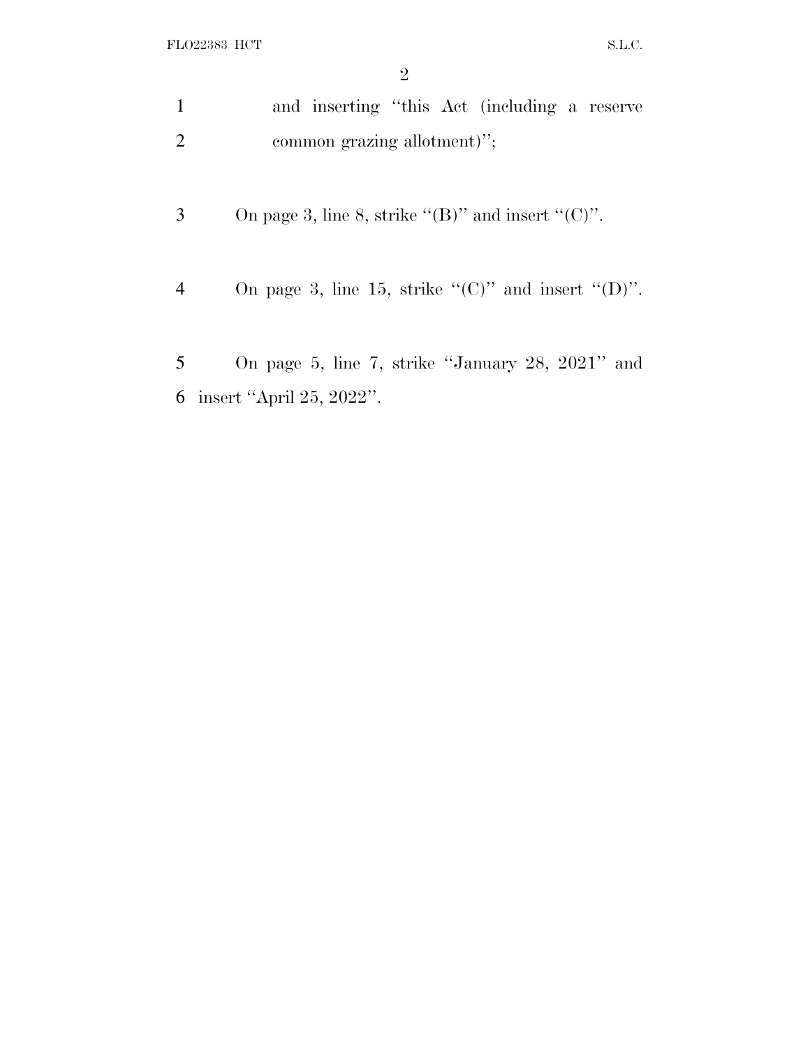and inserting "this Act (including a reserve common grazing allotment)";

On page 3, line 8, strike "(B)" and insert "(C)".

On page 3, line 15, strike "(C)" and insert "(D)".

On page 5, line 7, strike "January 28, 2021" and insert "April 25, 2022".